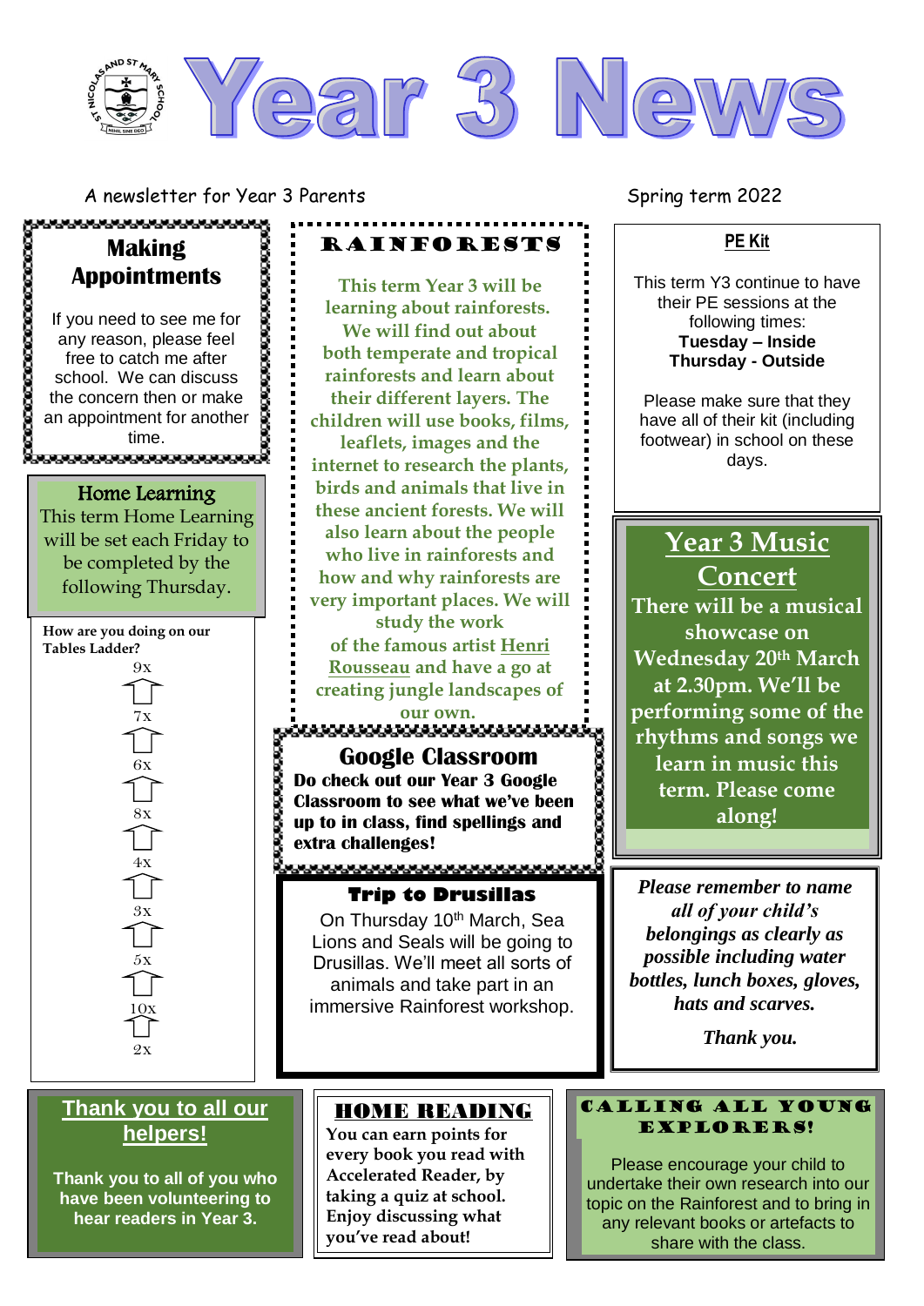# Year 3 News

A newsletter for Year 3 Parents

Spring term 2022

## Making Appointments

If you need to see me for any reason, please feel free to catch me after school. We can discuss the concern then or make an appointment for another time.

## Home Learning

This term Home Learning will be set each Friday to be completed by the following Thursday.

**How are you doing on our Tables Ladder?**

9x
7x
6x
8x
4x
3x
5x
10x
2x

## RAINFORESTS

This term Year 3 will be learning about rainforests. We will find out about both temperate and tropical rainforests and learn about their different layers. The children will use books, films, leaflets, images and the internet to research the plants, birds and animals that live in these ancient forests. We will also learn about the people who live in rainforests and how and why rainforests are very important places. We will study the work of the famous artist Henri Rousseau and have a go at creating jungle landscapes of our own.

## Google Classroom

**Do check out our Year 3 Google Classroom to see what we've been up to in class, find spellings and extra challenges!**

## Trip to Drusillas

On Thursday 10th March, Sea Lions and Seals will be going to Drusillas. We'll meet all sorts of animals and take part in an immersive Rainforest workshop.

## PE Kit

This term Y3 continue to have their PE sessions at the following times:
**Tuesday – Inside**
**Thursday - Outside**

Please make sure that they have all of their kit (including footwear) in school on these days.

## Year 3 Music Concert

**There will be a musical showcase on Wednesday 20th March at 2.30pm. We'll be performing some of the rhythms and songs we learn in music this term. Please come along!**

***Please remember to name all of your child's belongings as clearly as possible including water bottles, lunch boxes, gloves, hats and scarves.***

***Thank you.***

## Thank you to all our helpers!

**Thank you to all of you who have been volunteering to hear readers in Year 3.**

## HOME READING

**You can earn points for every book you read with Accelerated Reader, by taking a quiz at school. Enjoy discussing what you've read about!**

## CALLING ALL YOUNG EXPLORERS!

Please encourage your child to undertake their own research into our topic on the Rainforest and to bring in any relevant books or artefacts to share with the class.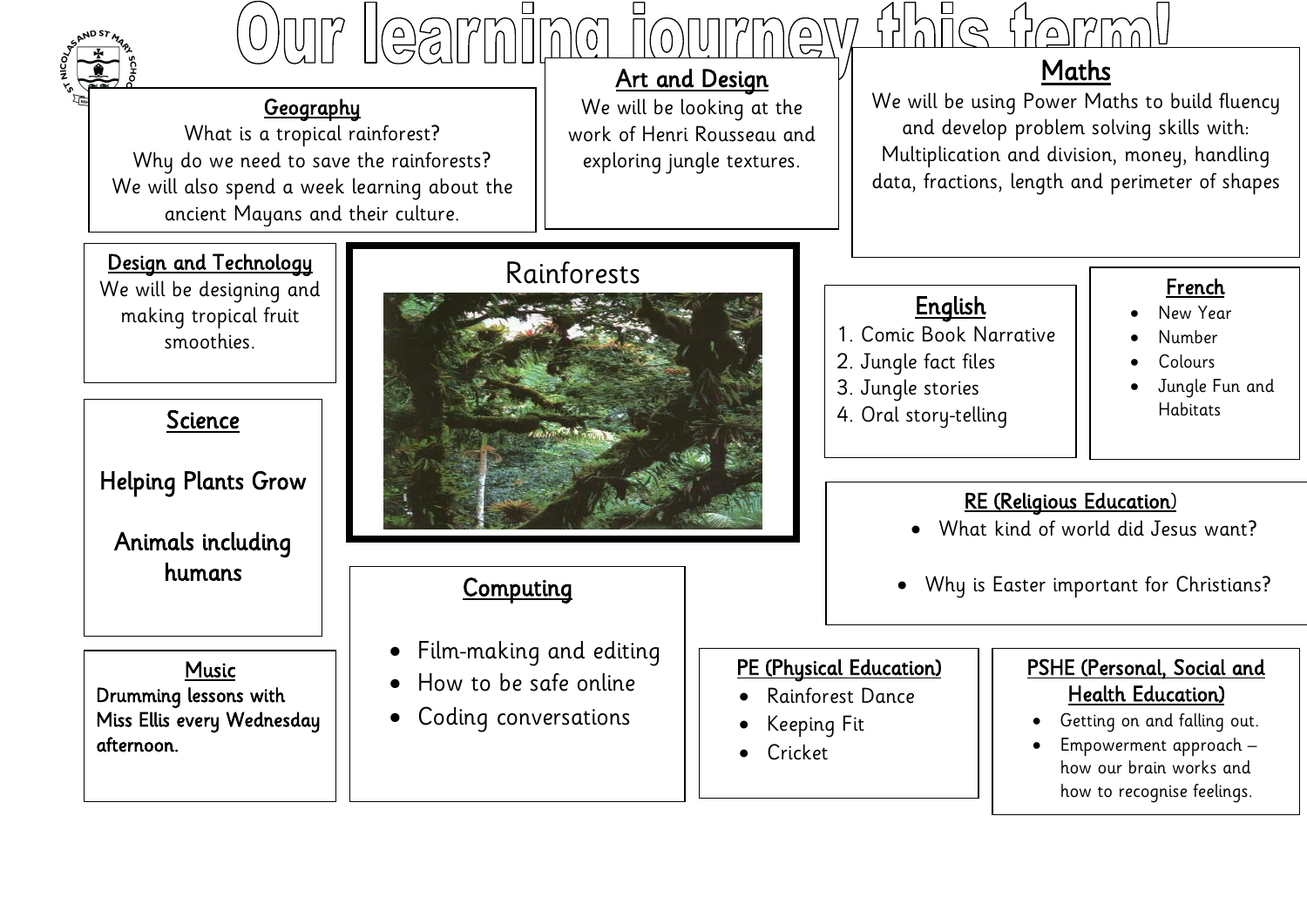# Our learning journey this term!

## Geography

What is a tropical rainforest?
Why do we need to save the rainforests?
We will also spend a week learning about the ancient Mayans and their culture.

## Art and Design

We will be looking at the work of Henri Rousseau and exploring jungle textures.

## Maths

We will be using Power Maths to build fluency and develop problem solving skills with: Multiplication and division, money, handling data, fractions, length and perimeter of shapes

## Design and Technology

We will be designing and making tropical fruit smoothies.

## Rainforests

## English

1. Comic Book Narrative
2. Jungle fact files
3. Jungle stories
4. Oral story-telling

## French

- New Year
- Number
- Colours
- Jungle Fun and Habitats

## Science

Helping Plants Grow

Animals including humans

## RE (Religious Education)

- What kind of world did Jesus want?
- Why is Easter important for Christians?

## Computing

- Film-making and editing
- How to be safe online
- Coding conversations

## Music

Drumming lessons with Miss Ellis every Wednesday afternoon.

## PE (Physical Education)

- Rainforest Dance
- Keeping Fit
- Cricket

## PSHE (Personal, Social and Health Education)

- Getting on and falling out.
- Empowerment approach – how our brain works and how to recognise feelings.